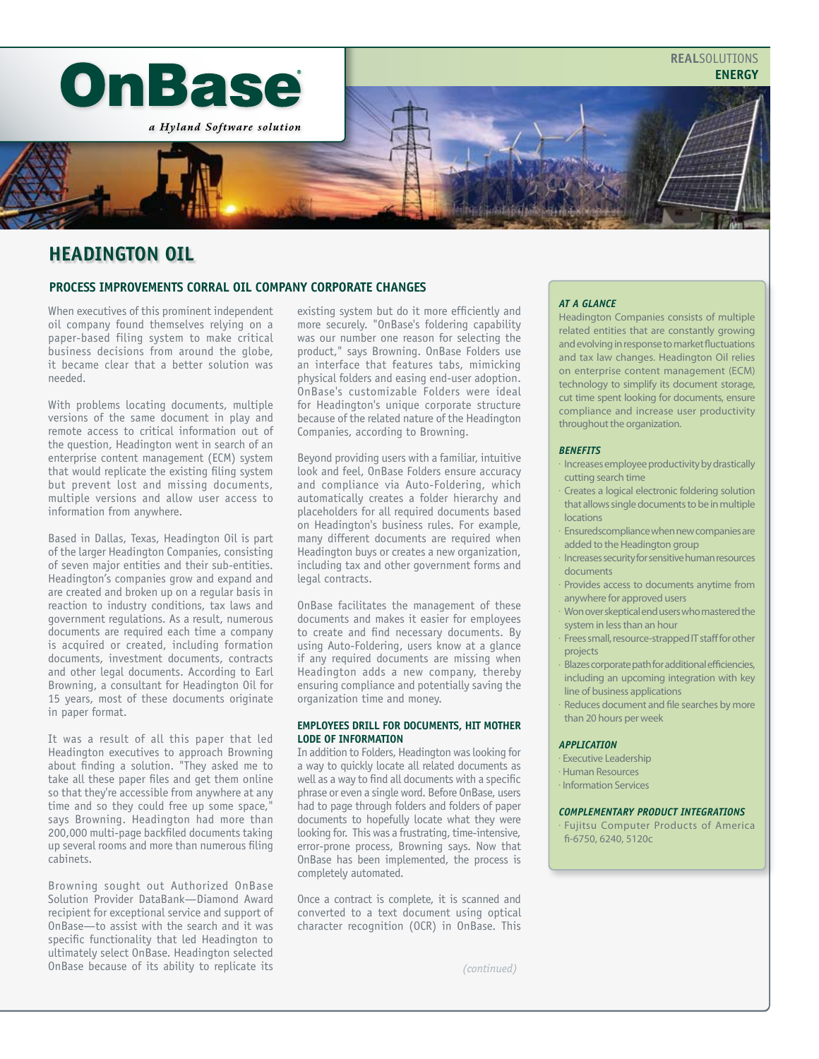# HEADINGTON OIL

## PROCESS IMPROVEMENTS CORRAL OIL COMPANY CORPORATE CHANGES

When executives of this prominent independent oil company found themselves relying on a paper-based filing system to make critical business decisions from around the globe, it became clear that a better solution was needed.

With problems locating documents, multiple versions of the same document in play and remote access to critical information out of the question, Headington went in search of an enterprise content management (ECM) system that would replicate the existing filing system but prevent lost and missing documents, multiple versions and allow user access to information from anywhere.

Based in Dallas, Texas, Headington Oil is part of the larger Headington Companies, consisting of seven major entities and their sub-entities. Headington's companies grow and expand and are created and broken up on a regular basis in reaction to industry conditions, tax laws and government regulations. As a result, numerous documents are required each time a company is acquired or created, including formation documents, investment documents, contracts and other legal documents. According to Earl Browning, a consultant for Headington Oil for 15 years, most of these documents originate in paper format.

It was a result of all this paper that led Headington executives to approach Browning about finding a solution. "They asked me to take all these paper files and get them online so that they're accessible from anywhere at any time and so they could free up some space," says Browning. Headington had more than 200,000 multi-page backfiled documents taking up several rooms and more than numerous filing cabinets.

Browning sought out Authorized OnBase Solution Provider DataBank—Diamond Award recipient for exceptional service and support of OnBase—to assist with the search and it was specific functionality that led Headington to ultimately select OnBase. Headington selected OnBase because of its ability to replicate its existing system but do it more efficiently and more securely. "OnBase's foldering capability was our number one reason for selecting the product," says Browning. OnBase Folders use an interface that features tabs, mimicking physical folders and easing end-user adoption. OnBase's customizable Folders were ideal for Headington's unique corporate structure because of the related nature of the Headington Companies, according to Browning.

Beyond providing users with a familiar, intuitive look and feel, OnBase Folders ensure accuracy and compliance via Auto-Foldering, which automatically creates a folder hierarchy and placeholders for all required documents based on Headington's business rules. For example, many different documents are required when Headington buys or creates a new organization, including tax and other government forms and legal contracts.

OnBase facilitates the management of these documents and makes it easier for employees to create and find necessary documents. By using Auto-Foldering, users know at a glance if any required documents are missing when Headington adds a new company, thereby ensuring compliance and potentially saving the organization time and money.

### EMPLOYEES DRILL FOR DOCUMENTS, HIT MOTHER LODE OF INFORMATION

In addition to Folders, Headington was looking for a way to quickly locate all related documents as well as a way to find all documents with a specific phrase or even a single word. Before OnBase, users had to page through folders and folders of paper documents to hopefully locate what they were looking for. This was a frustrating, time-intensive, error-prone process, Browning says. Now that OnBase has been implemented, the process is completely automated.

Once a contract is complete, it is scanned and converted to a text document using optical character recognition (OCR) in OnBase. This

*(continued)*

---

### AT A GLANCE

Headington Companies consists of multiple related entities that are constantly growing and evolving in response to market fluctuations and tax law changes. Headington Oil relies on enterprise content management (ECM) technology to simplify its document storage, cut time spent looking for documents, ensure compliance and increase user productivity throughout the organization.

### BENEFITS

- Increases employee productivity by drastically cutting search time
- Creates a logical electronic foldering solution that allows single documents to be in multiple locations
- Ensured compliance when new companies are added to the Headington group
- Increases security for sensitive human resources documents
- Provides access to documents anytime from anywhere for approved users
- Won over skeptical end users who mastered the system in less than an hour
- Frees small, resource-strapped IT staff for other projects
- Blazes corporate path for additional efficiencies, including an upcoming integration with key line of business applications
- Reduces document and file searches by more than 20 hours per week

### APPLICATION

- Executive Leadership
- Human Resources
- Information Services

### COMPLEMENTARY PRODUCT INTEGRATIONS

- Fujitsu Computer Products of America fi-6750, 6240, 5120c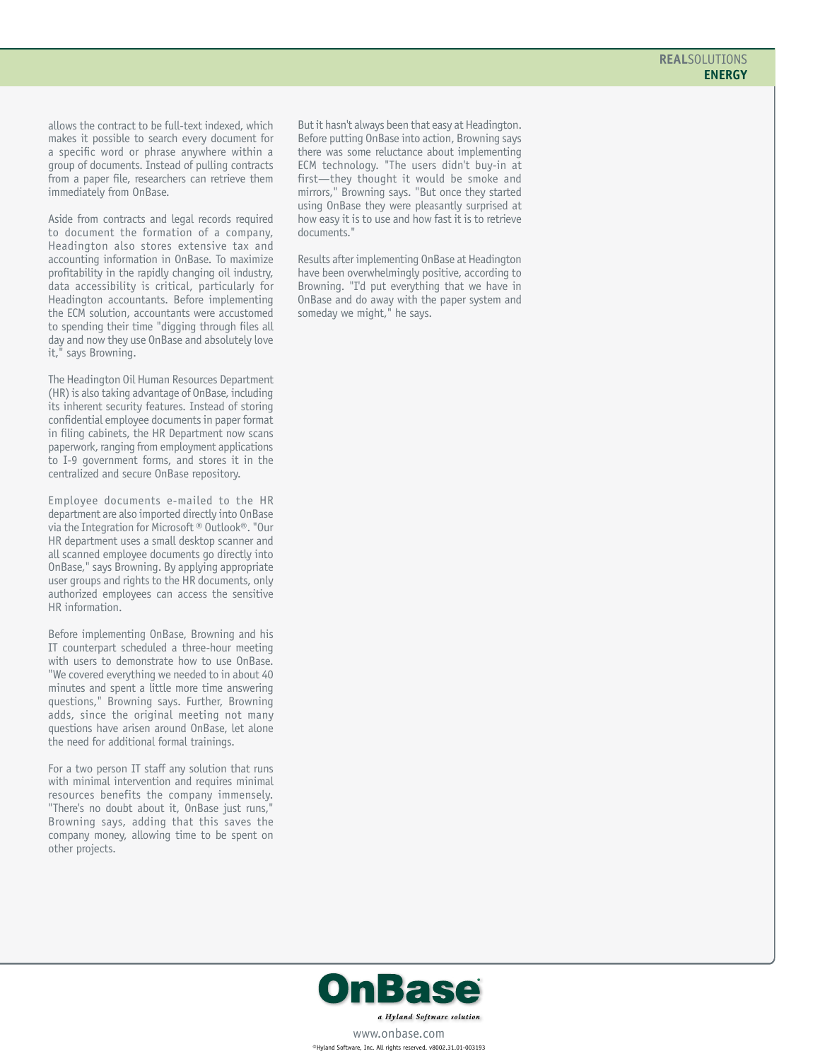allows the contract to be full-text indexed, which makes it possible to search every document for a specific word or phrase anywhere within a group of documents. Instead of pulling contracts from a paper file, researchers can retrieve them immediately from OnBase.

Aside from contracts and legal records required to document the formation of a company, Headington also stores extensive tax and accounting information in OnBase. To maximize profitability in the rapidly changing oil industry, data accessibility is critical, particularly for Headington accountants. Before implementing the ECM solution, accountants were accustomed to spending their time "digging through files all day and now they use OnBase and absolutely love it," says Browning.

The Headington Oil Human Resources Department (HR) is also taking advantage of OnBase, including its inherent security features. Instead of storing confidential employee documents in paper format in filing cabinets, the HR Department now scans paperwork, ranging from employment applications to I-9 government forms, and stores it in the centralized and secure OnBase repository.

Employee documents e-mailed to the HR department are also imported directly into OnBase via the Integration for Microsoft ® Outlook®. "Our HR department uses a small desktop scanner and all scanned employee documents go directly into OnBase," says Browning. By applying appropriate user groups and rights to the HR documents, only authorized employees can access the sensitive HR information.

Before implementing OnBase, Browning and his IT counterpart scheduled a three-hour meeting with users to demonstrate how to use OnBase. "We covered everything we needed to in about 40 minutes and spent a little more time answering questions," Browning says. Further, Browning adds, since the original meeting not many questions have arisen around OnBase, let alone the need for additional formal trainings.

For a two person IT staff any solution that runs with minimal intervention and requires minimal resources benefits the company immensely. "There's no doubt about it, OnBase just runs," Browning says, adding that this saves the company money, allowing time to be spent on other projects.

But it hasn't always been that easy at Headington. Before putting OnBase into action, Browning says there was some reluctance about implementing ECM technology. "The users didn't buy-in at first—they thought it would be smoke and mirrors," Browning says. "But once they started using OnBase they were pleasantly surprised at how easy it is to use and how fast it is to retrieve documents."

Results after implementing OnBase at Headington have been overwhelmingly positive, according to Browning. "I'd put everything that we have in OnBase and do away with the paper system and someday we might," he says.

OnBase
a Hyland Software solution

www.onbase.com

©Hyland Software, Inc. All rights reserved. v8002.31.01-003193